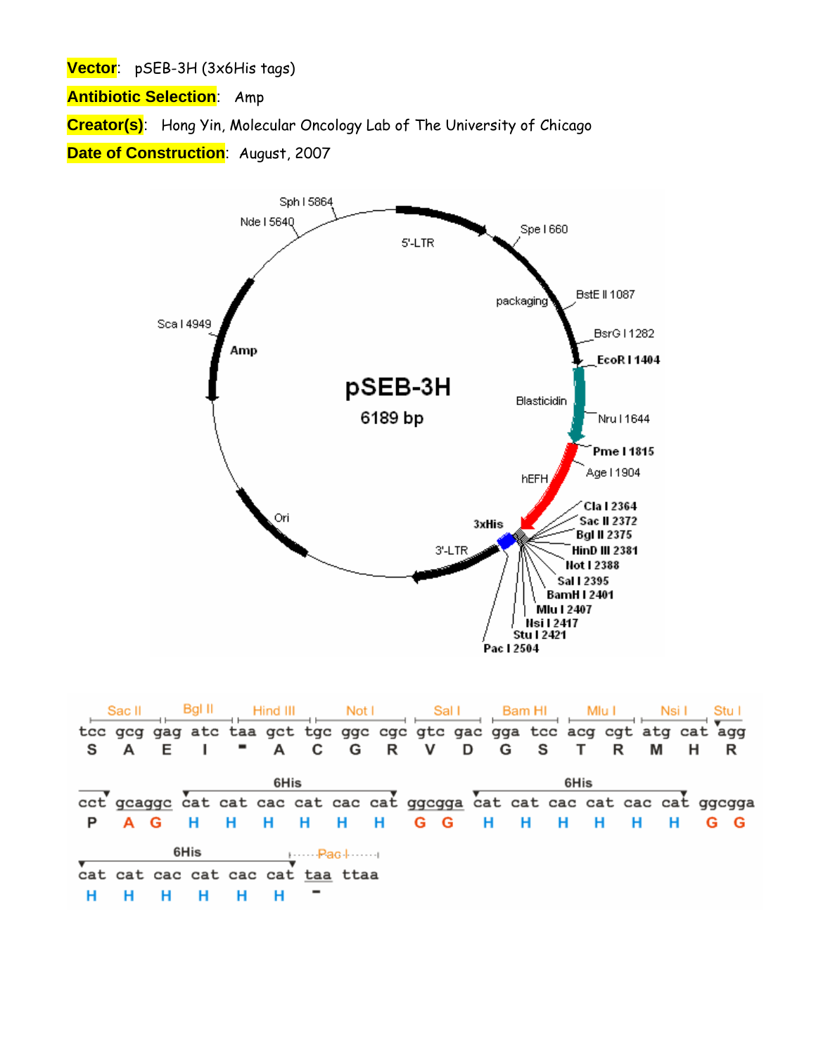**Vector**: pSEB-3H (3x6His tags)

**Antibiotic Selection**: Amp

**Creator(s)**: Hong Yin, Molecular Oncology Lab of The University of Chicago

**Date of Construction**: August, 2007

pSEB-3H
6189 bp

5'-LTR, packaging, Blasticidin, hEFH, 3xHis, 3'-LTR, Ori, Amp

Sph I 5864, Nde I 5640, Spe I 660, BstE II 1087, BsrG I 1282, EcoR I 1404, Nru I 1644, Pme I 1815, Age I 1904, Cla I 2364, Sac II 2372, Bgl II 2375, HinD III 2381, Not I 2388, Sal I 2395, BamH I 2401, Mlu I 2407, Nsi I 2417, Stu I 2421, Pac I 2504, Sca I 4949

```
  Sac II    Bgl II    Hind III     Not I      Sal I     Bam HI     Mlu I     Nsi I    Stu I
tcc gcg gag atc taa gct tgc ggc cgc gtc gac gga tcc acg cgt atg cat agg
 S   A   E   I   -   A   C   G   R   V   D   G   S   T   R   M   H   R

                           6His                                  6His
cct gcaggc cat cat cac cat cac cat ggcgga cat cat cac cat cac cat ggcgga
 P   A  G   H   H   H   H   H   H   G  G   H   H   H   H   H   H   G  G

           6His              Pac I
cat cat cac cat cac cat taa ttaa
 H   H   H   H   H   H   -
```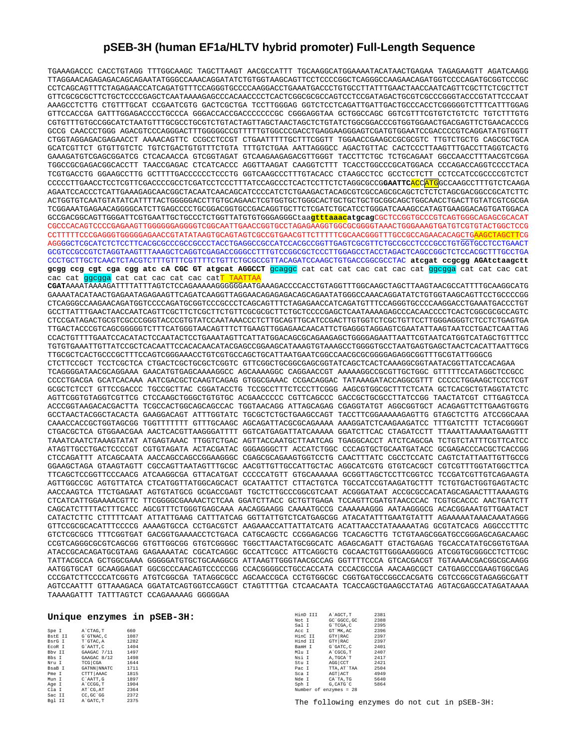# pSEB-3H (human EF1a/HLTV hybrid promoter) Full-Length Sequence

```
TGAAAGACCC CACCTGTAGG TTTGGCAAGC TAGCTTAAGT AACGCCATTT TGCAAGGCATGGAAAAATACATAACTGAGAA TAGAGAAGTT AGATCAAGG
TTAGGAACAGAGAGACAGCAGAATATGGGCCAAACAGGATATCTGTGGTAAGCAGTTCCTCCCCGGCTCAGGGCCAAGAACAGATGGTCCCCAGATGCGGTCCCGC
CCTCAGCAGTTTCTAGAGAACCATCAGATGTTTCCAGGGTGCCCCAAGGACCTGAAATGACCCTGTGCCTTATTTGAACTAACCAATCAGTTCGCTTCTCGCTTCT
GTTCGCGCGCTTCTGCTCCCCGAGCTCAATAAAAGAGCCCACAACCCCTCACTCGGCGCGCCAGTCCTCCGATAGACTGCGTCGCCCGGGTACCCGTATTCCCAAT
AAAGCCTCTTG CTGTTTGCAT CCGAATCGTG GACTCGCTGA TCCTTGGGAG GGTCTCCTCAGATTGATTGACTGCCCACCTCGGGGGTCTTTCATTTGGAG
GTTCCACCGA GATTTGGAGACCCCTGCCCA GGGACCACCGACCCCCCCGC CGGGAGGTAA GCTGGCCAGC GGTCGTTTCGTGTCTGTCTC TGTCTTTGTG
CGTGTTTGTGCCGGCATCTAATGTTTGCGCCTGCGTCTGTACTAGTTAGCTAACTAGCTCTGTATCTGGCGGACCCGTGGTGGAACTGACGAGTTCTGAACACCCG
GCCG CAACCCTGGG AGACGTCCCAGGGACTTTGGGGGCCGTTTTTGTGGCCCGACCTGAGGAAGGGAGTCGATGTGGAATCCGACCCCGTCAGGATATGTGGTT
CTGGTAGGAGACGAGAACCT AAAACAGTTC CCGCCTCCGT CTGAATTTTTGCTTTCGGTT TGGAACCGAAGCCGCGCGTC TTGTCTGCTG CAGCGCTGCA
GCATCGTTCT GTGTTGTCTC TGTCTGACTGTGTTTCTGTA TTTGTCTGAA AATTAGGGCC AGACTGTTAC CACTCCCTTAAGTTTGACCTTAGGTCACTG
GAAAGATGTCGAGCGGATCG CTCACAACCA GTCGGTAGAT GTCAAGAAGAGACGTTGGGT TACCTTCTGC TCTGCAGAAT GGCCAACCTTTAACGTCGGA
TGGCCGCGAGACGGCACCTT TAACCGAGAC CTCATCACCC AGGTTAAGAT CAAGGTCTTT TCACCTGGCCCGCATGGACA CCCAGACCAGGTCCCCTACA
TCGTGACCTG GGAAGCCTTG GCTTTTGACCCCCCTCCCTG GGTCAAGCCCTTTGTACACC CTAAGCCTCC GCCTCCTCTT CCTCCATCCGCCCCGTCTCT
CCCCCTTGAACCTCCTCGTTCGACCCCGCCTCGATCCTCCCTTTATCCAGCCCTCACTCCTTCTCTAGGCGCCGGAATTCACCATGGCCAAGCCTTTGTCTCAAGA
AGAATCCACCCTCATTGAAAGAGCAACGGCTACAATCAACAGCATCCCCATCTCTGAAGACTACAGCGTCGCCAGCGCAGCTCTCTCTAGCGACGGCCGCATCTTC
ACTGGTGTCAATGTATATCATTTTACTGGGGGACCTTGTGCAGAACTCGTGGTGCTGGGCACTGCTGCTGCTGCGGCAGCTGGCAACCTGACTTGTATCGTCGCGA
TCGGAAATGAGAACAGGGGCATCTTGAGCCCCTGCGGACGGTGCCGACAGGTGCTTCTCGATCTGCATCCTGGGATCAAAGCCATAGTGAAGGACAGTGATGGACA
GCCGACGGCAGTTGGGATTCGTGAATTGCTGCCCTCTGGTTATGTGTGGGAGGGCtaagtttaaacatgcagCGCTCCGGTGCCCGTCAGTGGGCAGAGCGCACAT
CGCCCACAGTCCCCGAGAAGTTGGGGGGAGGGGTCGGCAATTGAACCGGTGCCTAGAGAAGGTGGCGCGGGGTAAACTGGGAAAGTGATGTCGTGTACTGGCTCCG
CCTTTTTCCCGAGGGTGGGGGAGAACCGTATATAAGTGCAGTAGTCGCCGTGAACGTTCTTTTTCGCAACGGGTTTGCCGCCAGAACACAGCTGAAGCTAGCTTCG
AGGGGCTCGCATCTCTCCTTCACGCGCCCGCCGCCCTACCTGAGGCCGCCATCCACGCCGGTTGAGTCGCGTTCTGCCGCCTCCCGCCTGTGGTGCCTCCTGAACT
GCGTCCGCCGTCTAGGTAAGTTTAAAGCTCAGGTCGAGACCGGGCCTTTGTCCGGCGCTCCCTTGGAGCCTACCTAGACTCAGCCGGCTCTCCACGCTTTGCCTGA
CCCTGCTTGCTCAACTCTACGTCTTTGTTTCGTTTTCTGTTCTGCGCCGTTACAGATCCAAGCTGTGACCGGCGCCTAC atcgat ccgcgg AGAtctaagctt
gcgg ccg cgt cga cgg atc cA CGC GT atgcat AGGCCT gcaggc cat cat cat cac cat cac cat ggcgga cat cat cac cat
cac cat ggcgga cat cat cac cat cac catT TAATTAA
CGATAAAATAAAAGATTTTATTTAGTCTCCAGAAAAAGGGGGGAATGAAAGACCCCACCTGTAGGTTTGGCAAGCTAGCTTAAGTAACGCCATTTTGCAAGGCATG
GAAAATACATAACTGAGAATAGAGAAGTTCAGATCAAGGTTAGGAACAGAGAGACAGCAGAATATGGGCCAAACAGGATATCTGTGGTAAGCAGTTCCTGCCCCGG
CTCAGGGCCAAGAACAGATGGTCCCCAGATGCGGTCCCGCCCTCAGCAGTTTCTAGAGAACCATCAGATGTTTCCAGGGTGCCCCAAGGACCTGAAATGACCCTGT
GCCTTATTTGAACTAACCAATCAGTTCGCTTCTCGCTTCTGTTCGCGCGCTTCTGCTCCCCGAGCTCAATAAAAGAGCCCACAACCCCTCACTCGGCGCGCCAGTC
CTCCGATAGACTGCGTCGCCCGGGTACCCGTGTATCCAATAAACCCTCTTGCAGTTGCATCCGACTTGTGGTCTCGCTGTTCCTTGGGAGGGTCTCCTCTGAGTGA
TTGACTACCCGTCAGCGGGGGTCTTTCATGGGTAACAGTTTCTTGAAGTTGGAGAACAACATTCTGAGGGTAGGAGTCGAATATTAAGTAATCCTGACTCAATTAG
CCACTGTTTTGAATCCACATACTCCAATACTCCTGAAATAGTTCATTATGGACAGCGCAGAAGAGCTGGGGAGAATTAATTCGTAATCATGGTCATAGCTGTTTCC
TGTGTGAAATTGTTATCCGCTCACAATTCCACACAACATACGAGCCGGAAGCATAAAGTGTAAAGCCTGGGGTGCCTAATGAGTGAGCTAACTCACATTAATTGCG
TTGCGCTCACTGCCCGCTTTCCAGTCGGGAAACCTGTCGTGCCAGCTGCATTAATGAATCGGCCAACGCGCGGGGAGAGGCGGTTTGCGTATTGGGCG
CTCTTCCGCT TCCTCGCTCA CTGACTCGCTGCGCTCGGTC GTTCGGCTGCGGCGAGCGGTATCAGCTCACTCAAAGGCGGTAATACGGTTATCCACAGAA
TCAGGGGATAACGCAGGAAA GAACATGTGAGCAAAAGGCC AGCAAAAGGC CAGGAACCGT AAAAAGGCCGCGTTGCTGGC GTTTTTCCATAGGCTCCGCC
CCCCTGACGA GCATCACAAA AATCGACGCTCAAGTCAGAG GTGGCGAAAC CCGACAGGAC TATAAAGATACCAGGCGTTT CCCCCTGGAAGCTCCCTCGT
GCGCTCTCCT GTTCCGACCC TGCCGCTTAC CGGATACCTG TCCGCCTTTCTCCCTTCGGG AAGCGTGGCGCTTTCTCATA GCTCACGCTGTAGGTATCTC
AGTTCGGTGTAGGTCGTTCG CTCCAAGCTGGGCTGTGTGC ACGAACCCCC CGTTCAGCCC GACCGCTGCGCCTTATCCGG TAACTATCGT CTTGAGTCCA
ACCCGGTAAGACACGACTTA TCGCCACTGGCAGCAGCCAC TGGTAACAGG ATTAGCAGAG CGAGGTATGT AGGCGGTGCT ACAGAGTTCTTGAAGTGGTG
GCCTAACTACGGCTACACTA GAAGGACAGT ATTTGGTATC TGCGCTCTGCTGAAGCCAGT TACCTTCGGAAAAAGAGTTG GTAGCTCTTG ATCCGGCAAA
CAAACCACCGCTGGTAGCGG TGGTTTTTTT GTTTGCAAGC AGCAGATTACGCGCAGAAAA AAAGGATCTCAAGAAGATCC TTTGATCTTT TCTACGGGGT
CTGACGCTCA GTGGAACGAA AACTCACGTTAAGGGATTTT GGTCATGAGATTATCAAAAA GGATCTTCAC CTAGATCCTT TTAAATTAAAAATGAAGTTT
TAAATCAATCTAAAGTATAT ATGAGTAAAC TTGGTCTGAC AGTTACCAATGCTTAATCAG TGAGGCACCT ATCTCAGCGA TCTGTCTATTTCGTTCATCC
ATAGTTGCCTGACTCCCCGT CGTGTAGATA ACTACGATAC GGGAGGGCTT ACCATCTGGC CCCAGTGCTGCAATGATACC GCGAGACCCACGCTCACCGG
CTCCAGATTT ATCAGCAATA AACCAGCCAGCCGGAAGGGC CGAGCGCAGAAGTGGTCCTG CAACTTTATC CGCCTCCATC CAGTCTATTAATTGTTGCCG
GGAAGCTAGA GTAAGTAGTT CGCCAGTTAATAGTTTGCGC AACGTTGTTGCCATTGCTAC AGGCATCGTG GTGTCACGCT CGTCGTTTGGTATGGCTTCA
TTCAGCTCCGGTTCCCAACG ATCAAGGCGA GTTACATGAT CCCCCATGTT GTGCAAAAAA GCGGTTAGCTCCTTCGGTCC TCCGATCGTTGTCAGAAGTA
AGTTGGCCGC AGTGTTATCA CTCATGGTTATGGCAGCACT GCATAATTCT CTTACTGTCA TGCCATCCGTAAGATGCTTT TCTGTGACTGGTGAGTACTC
AACCAAGTCA TTCTGAGAAT AGTGTATGCG GCGACCGAGT TGCTCTTGCCCGGCGTCAAT ACGGGATAAT ACCGCGCCACATAGCAGAACTTTAAAAGTG
CTCATCATTGGAAAACGTTC TTCGGGGCGAAAACTCTCAA GGATCTTACC GCTGTTGAGA TCCAGTTCGATGTAACCCAC TCGTGCACCC AACTGATCTT
CAGCATCTTTTACTTTCACC AGCGTTTCTGGGTGAGCAAA AACAGGAAGG CAAAATGCCG CAAAAAAGGG AATAAGGGCG ACACGGAAATGTTGAATACT
CATACTCTTC CTTTTTCAAT ATTATTGAAG CATTTATCAG GGTTATTGTCTCATGAGCGG ATACATATTTGAATGTATTT AGAAAAATAAACAAATAGGG
GTTCCGCGCACATTTCCCCG AAAAGTGCCA CCTGACGTCT AAGAAACCATTATTATCATG ACATTAACCTATAAAAATAG GCGTATCACG AGGCCCTTTC
GTCTCGCGCG TTTCGGTGAT GACGGTGAAAACCTCTGACA CATGCAGCTC CCGGAGACGG TCACAGCTTG TCTGTAAGCGGATGCCGGGAGCAGACAAGC
CCGTCAGGGCGCGTCAGCGG GTGTTGGCGG GTGTCGGGGC TGGCTTAACTATGCGGCATC AGAGCAGATT GTACTGAGAG TGCACCATATGCGGTGTGAA
ATACCGCACAGATGCGTAAG GAGAAAATAC CGCATCAGGC GCCATTCGCC ATTCAGGCTG CGCAACTGTTGGGAAGGGCG ATCGGTGCGGGCCTCTTCGC
TATTACGCCA GCTGGCGAAA GGGGGATGTGCTGCAAGGCG ATTAAGTTGGGTAACGCCAG GGTTTTCCCA GTCACGACGT TGTAAAACGACGGCCAGTGCCAAGGCGAAG
AATGGTGCAT GCAAGGAGAT GGCGCCCAACAGTCCCCCGG CCACGGGGCCTGCCACCATA CCCACGCCGA AACAAGCGCT CATGAGCCCGAAGTGGCGAG
CCCGATCTTCCCCATCGGTG ATGTCGGCGA TATAGGCGCC AGCAACCGCA CCTGTGGCGC CGGTGATGCCGGCCACGATG CGTCCGGCGTAGAGGCGATT
AGTCCAATTT GTTAAAGACA GGATATCAGTGGTCCAGGCT CTAGTTTTGA CTCAACAATA TCACCAGCTGAAGCCTATAG AGTACGAGCCATAGATAAAA
TAAAAGATTT TATTTAGTCT CCAGAAAAAG GGGGGAA
```

## Unique enzymes in pSEB-3H:

| Enzyme | Site | Position |
|---|---|---|
| Spe I | A`CTAG,T | 660 |
| BstE II | G`GTNAC,C | 1087 |
| BsrG I | T`GTAC,A | 1282 |
| EcoR I | G`AATT,C | 1404 |
| Bbv II | GAAGAC 7/11 | 1497 |
| Bbs I | GAAGAC 8/12 | 1498 |
| Nru I | TCG\|CGA | 1644 |
| BsaB I | GATNN\|NNATC | 1711 |
| Pme I | CTTT\|AAAC | 1815 |
| Mun I | C`AATT,G | 1897 |
| Age I | A`CCGG,T | 1904 |
| Cla I | AT`CG,AT | 2364 |
| Sac II | CC,GC`GG | 2372 |
| Bgl II | A`GATC,T | 2375 |
| HinD III | A`AGCT,T | 2381 |
| Not I | GC`GGCC,GC | 2388 |
| Sal I | G`TCGA,C | 2395 |
| Acc I | GT`MK,AC | 2396 |
| HinC II | GTY\|RAC | 2397 |
| Hind II | GTY\|RAC | 2397 |
| BamH I | G`GATC,C | 2401 |
| Mlu I | A`CGCG,T | 2407 |
| Nsi I | A,TGCA`T | 2417 |
| Stu I | AGG\|CCT | 2421 |
| Pac I | TTA,AT`TAA | 2504 |
| Sca I | AGT\|ACT | 4949 |
| Nde I | CA`TA,TG | 5640 |
| Sph I | G,CATG`C | 5864 |

Number of enzymes = 28

The following enzymes do not cut in pSEB-3H: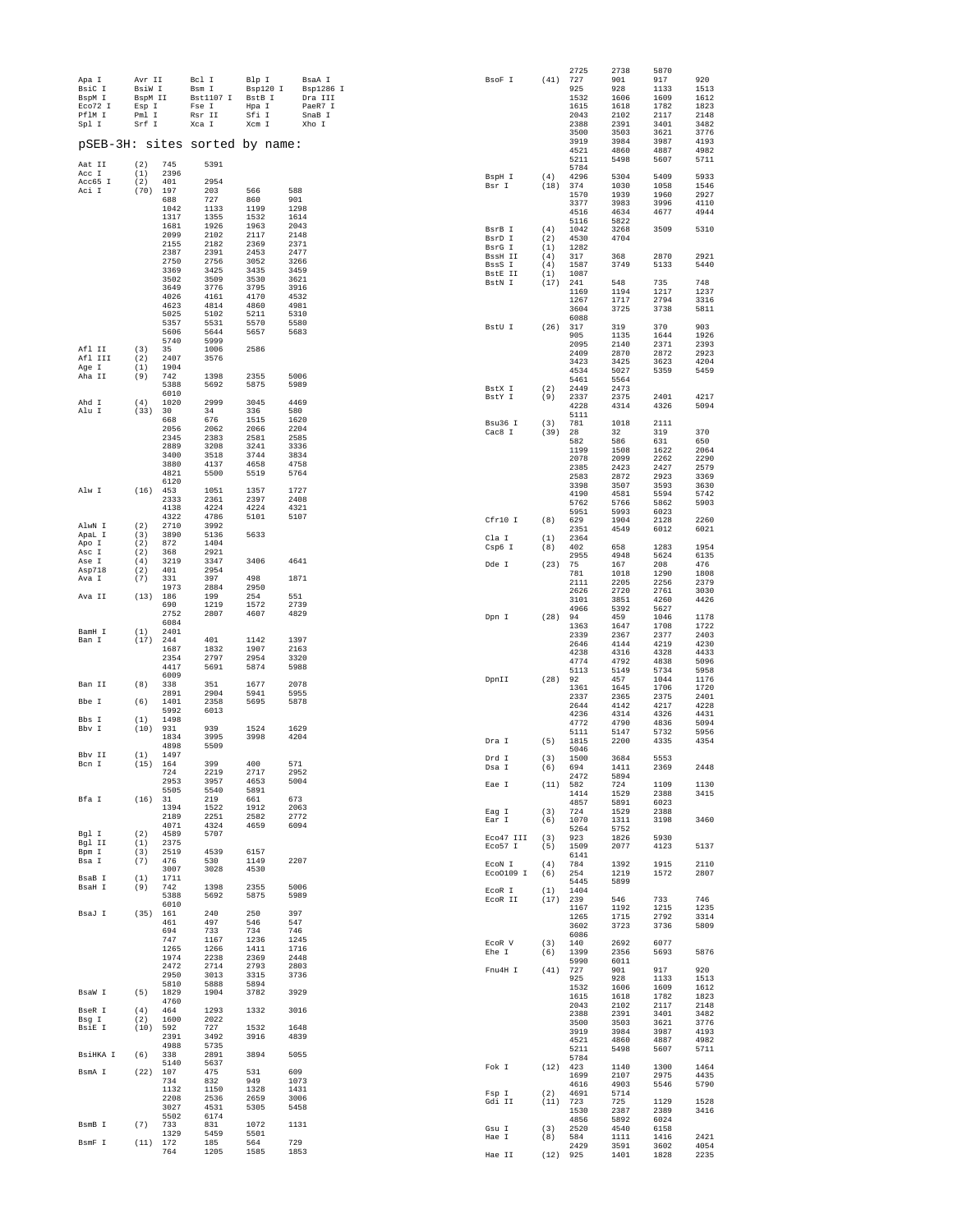```
Apa I      Avr II     Bcl I      Blp I      BsaA I
BsiC I     BsiW I     Bsm I      Bsp120 I   Bsp1286 I
BspM I     BspM II    Bst1107 I  BstB I     Dra III
Eco72 I    Esp I      Fse I      Hpa I      PaeR7 I
PflM I     Pml I      Rsr II     Sfi I      SnaB I
Spl I      Srf I      Xca I      Xcm I      Xho I
```

## pSEB-3H: sites sorted by name:

```
Aat II     (2)   745    5391
Acc I      (1)   2396
Acc65 I    (2)   401    2954
Aci I      (70)  197    203    566    588
                 688    727    860    901
                 1042   1133   1199   1298
                 1317   1355   1532   1614
                 1681   1926   1963   2043
                 2099   2102   2117   2148
                 2155   2182   2369   2371
                 2387   2391   2453   2477
                 2750   2756   3052   3266
                 3369   3425   3435   3459
                 3502   3509   3530   3621
                 3649   3776   3795   3916
                 4026   4161   4170   4532
                 4623   4814   4860   4981
                 5025   5102   5211   5310
                 5357   5531   5570   5580
                 5606   5644   5657   5683
                 5740   5999
Afl II     (3)   35     1006   2586
Afl III    (2)   2407   3576
Age I      (1)   1904
Aha II     (9)   742    1398   2355   5006
                 5388   5692   5875   5989
                 6010
Ahd I      (4)   1020   2999   3045   4469
Alu I      (33)  30     34     336    580
                 668    676    1515   1620
                 2056   2062   2066   2204
                 2345   2383   2581   2585
                 2889   3208   3241   3336
                 3400   3518   3744   3834
                 3880   4137   4658   4758
                 4821   5500   5519   5764
                 6120
Alw I      (16)  453    1051   1357   1727
                 2333   2361   2397   2408
                 4138   4224   4224   4321
                 4322   4786   5101   5107
AlwN I     (2)   2710   3992
ApaL I     (3)   3890   5136   5633
Apo I      (2)   872    1404
Asc I      (2)   368    2921
Ase I      (4)   3219   3347   3406   4641
Asp718     (2)   401    2954
Ava I      (7)   331    397    498    1871
                 1973   2884   2950
Ava II     (13)  186    199    254    551
                 690    1219   1572   2739
                 2752   2807   4607   4829
                 6084
BamH I     (1)   2401
Ban I      (17)  244    401    1142   1397
                 1687   1832   1907   2163
                 2354   2797   2954   3320
                 4417   5691   5874   5988
                 6009
Ban II     (8)   338    351    1677   2078
                 2891   2904   5941   5955
Bbe I      (6)   1401   2358   5695   5878
                 5992   6013
Bbs I      (1)   1498
Bbv I      (10)  931    939    1524   1629
                 1834   3995   3998   4204
                 4898   5509
Bbv II     (1)   1497
Bcn I      (15)  164    399    400    571
                 724    2219   2717   2952
                 2953   3957   4653   5004
                 5505   5540   5891
Bfa I      (16)  31     219    661    673
                 1394   1522   1912   2063
                 2189   2251   2582   2772
                 4071   4324   4659   6094
Bgl I      (2)   4589   5707
Bgl II     (1)   2375
Bpm I      (3)   2519   4539   6157
Bsa I      (7)   476    530    1149   2207
                 3007   3028   4530
BsaB I     (1)   1711
BsaH I     (9)   742    1398   2355   5006
                 5388   5692   5875   5989
                 6010
BsaJ I     (35)  161    240    250    397
                 461    497    546    547
                 694    733    734    746
                 747    1167   1236   1245
                 1265   1266   1411   1716
                 1974   2238   2369   2448
                 2472   2714   2793   2803
                 2950   3013   3315   3736
                 5810   5888   5894
BsaW I     (5)   1829   1904   3782   3929
                 4760
BseR I     (4)   464    1293   1332   3016
Bsg I      (2)   1600   2022
BsiE I     (10)  592    727    1532   1648
                 2391   3492   3916   4839
                 4988   5735
BsiHKA I   (6)   338    2891   3894   5055
                 5140   5637
BsmA I     (22)  107    475    531    609
                 734    832    949    1073
                 1132   1150   1328   1431
                 2208   2536   2659   3006
                 3027   4531   5305   5458
                 5502   6174
BsmB I     (7)   733    831    1072   1131
                 1329   5459   5501
BsmF I     (11)  172    185    564    729
                 764    1205   1585   1853
                 2725   2738   5870
BsoF I     (41)  727    901    917    920
                 925    928    1133   1513
                 1532   1606   1609   1612
                 1615   1618   1782   1823
                 2043   2102   2117   2148
                 2388   2391   3401   3482
                 3500   3503   3621   3776
                 3919   3984   3987   4193
                 4521   4860   4887   4982
                 5211   5498   5607   5711
                 5784
BspH I     (4)   4296   5304   5409   5933
Bsr I      (18)  374    1030   1058   1546
                 1570   1939   1960   2927
                 3377   3983   3996   4110
                 4516   4634   4677   4944
                 5116   5822
BsrB I     (4)   1042   3268   3509   5310
BsrD I     (2)   4530   4704
BsrG I     (1)   1282
BssH II    (4)   317    368    2870   2921
BssS I     (4)   1587   3749   5133   5440
BstE II    (1)   1087
BstN I     (17)  241    548    735    748
                 1169   1194   1217   1237
                 1267   1717   2794   3316
                 3604   3725   3738   5811
                 6088
BstU I     (26)  317    319    370    903
                 905    1135   1644   1926
                 2095   2140   2371   2393
                 2409   2870   2872   2923
                 3423   3425   3623   4204
                 4534   5027   5359   5459
                 5461   5564
BstX I     (2)   2449   2473
BstY I     (9)   2337   2375   2401   4217
                 4228   4314   4326   5094
                 5111
Bsu36 I    (3)   781    1018   2111
Cac8 I     (39)  28     32     319    370
                 582    586    631    650
                 1199   1508   1622   2064
                 2078   2099   2262   2290
                 2385   2423   2427   2579
                 2583   2872   2923   3369
                 3398   3507   3593   3630
                 4190   4581   5594   5742
                 5762   5766   5862   5903
                 5951   5993   6023
Cfr10 I    (8)   629    1904   2128   2260
                 2351   4549   6012   6021
Cla I      (1)   2364
Csp6 I     (8)   402    658    1283   1954
                 2955   4948   5624   6135
Dde I      (23)  75     167    208    476
                 781    1018   1290   1808
                 2111   2205   2256   2379
                 2626   2720   2761   3030
                 3101   3851   4260   4426
                 4966   5392   5627
Dpn I      (28)  94     459    1046   1178
                 1363   1647   1708   1722
                 2339   2367   2377   2403
                 2646   4144   4219   4230
                 4238   4316   4328   4433
                 4774   4792   4838   5096
                 5113   5149   5734   5958
DpnII      (28)  92     457    1044   1176
                 1361   1645   1706   1720
                 2337   2365   2375   2401
                 2644   4142   4217   4228
                 4236   4314   4326   4431
                 4772   4790   4836   5094
                 5111   5147   5732   5956
Dra I      (5)   1815   2200   4335   4354
                 5046
Drd I      (3)   1500   3684   5553
Dsa I      (6)   694    1411   2369   2448
                 2472   5894
Eae I      (11)  582    724    1109   1130
                 1414   1529   2388   3415
                 4857   5891   6023
Eag I      (3)   724    1529   2388
Ear I      (6)   1070   1311   3198   3460
                 5264   5752
Eco47 III  (3)   923    1826   5930
Eco57 I    (5)   1509   2077   4123   5137
                 6141
EcoN I     (4)   784    1392   1915   2110
EcoO109 I  (6)   254    1219   1572   2807
                 5445   5899
EcoR I     (1)   1404
EcoR II    (17)  239    546    733    746
                 1167   1192   1215   1235
                 1265   1715   2792   3314
                 3602   3723   3736   5809
                 6086
EcoR V     (3)   140    2692   6077
Ehe I      (6)   1399   2356   5693   5876
                 5990   6011
Fnu4H I    (41)  727    901    917    920
                 925    928    1133   1513
                 1532   1606   1609   1612
                 1615   1618   1782   1823
                 2043   2102   2117   2148
                 2388   2391   3401   3482
                 3500   3503   3621   3776
                 3919   3984   3987   4193
                 4521   4860   4887   4982
                 5211   5498   5607   5711
                 5784
Fok I      (12)  423    1140   1300   1464
                 1699   2107   2975   4435
                 4616   4903   5546   5790
Fsp I      (2)   4691   5714
Gdi II     (11)  723    725    1129   1528
                 1530   2387   2389   3416
                 4856   5892   6024
Gsu I      (3)   2520   4540   6158
Hae I      (8)   584    1111   1416   2421
                 2429   3591   3602   4054
Hae II     (12)  925    1401   1828   2235
```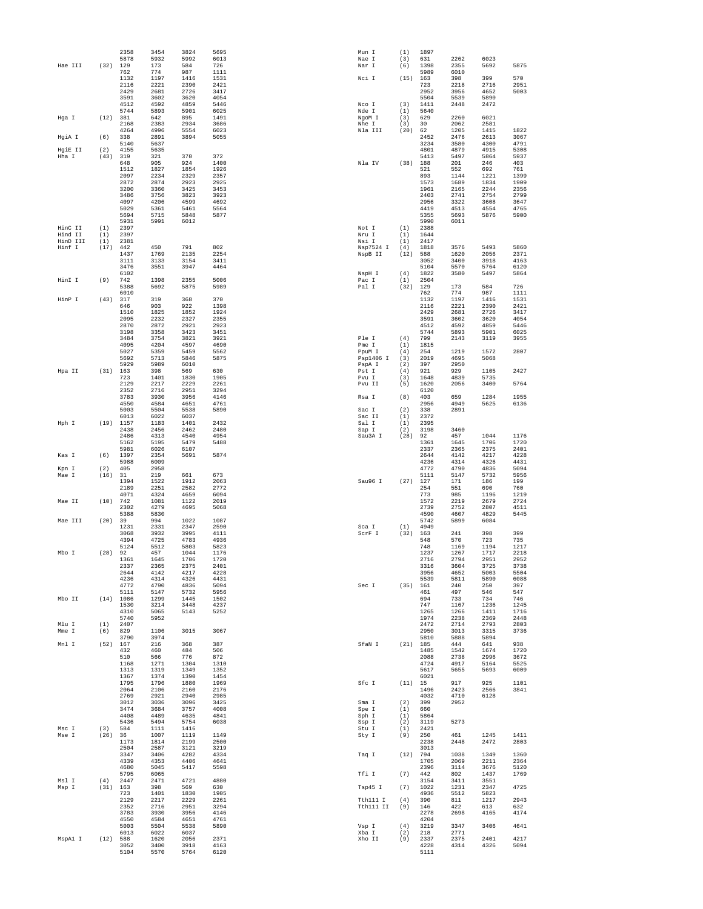```
                2358    3454    3824    5695
                5878    5932    5992    6013
Hae III   (32)  129     173     584     726
                762     774     987     1111
                1132    1197    1416    1531
                2116    2221    2390    2421
                2429    2681    2726    3417
                3591    3602    3620    4054
                4512    4592    4859    5446
                5744    5893    5901    6025
Hga I     (12)  381     642     895     1491
                2168    2383    2934    3686
                4264    4996    5554    6023
HgiA I    (6)   338     2891    3894    5055
                5140    5637
HgiE II   (2)   4155    5635
Hha I     (43)  319     321     370     372
                648     905     924     1400
                1512    1827    1854    1926
                2097    2234    2329    2357
                2872    2874    2923    2925
                3200    3360    3425    3453
                3486    3756    3823    3923
                4097    4206    4599    4692
                5029    5361    5461    5564
                5694    5715    5848    5877
                5931    5991    6012
HinC II   (1)   2397
Hind II   (1)   2397
HinD III  (1)   2381
Hinf I    (17)  442     450     791     802
                1437    1769    2135    2254
                3111    3133    3154    3411
                3476    3551    3947    4464
                6102
HinI I    (9)   742     1398    2355    5006
                5388    5692    5875    5989
                6010
HinP I    (43)  317     319     368     370
                646     903     922     1398
                1510    1825    1852    1924
                2095    2232    2327    2355
                2870    2872    2921    2923
                3198    3358    3423    3451
                3484    3754    3821    3921
                4095    4204    4597    4690
                5027    5359    5459    5562
                5692    5713    5846    5875
                5929    5989    6010
Hpa II    (31)  163     398     569     630
                723     1401    1830    1905
                2129    2217    2229    2261
                2352    2716    2951    3294
                3783    3930    3956    4146
                4550    4584    4651    4761
                5003    5504    5538    5890
                6013    6022    6037
Hph I     (19)  1157    1183    1401    2432
                2438    2456    2462    2480
                2486    4313    4540    4954
                5162    5195    5479    5488
                5981    6026    6107
Kas I     (6)   1397    2354    5691    5874
                5988    6009
Kpn I     (2)   405     2958
Mae I     (16)  31      219     661     673
                1394    1522    1912    2063
                2189    2251    2582    2772
                4071    4324    4659    6094
Mae II    (10)  742     1081    1122    2019
                2302    4279    4695    5068
                5388    5830
Mae III   (20)  39      994     1022    1087
                1231    2331    2347    2590
                3068    3932    3995    4111
                4394    4725    4783    4936
                5124    5512    5803    5823
Mbo I     (28)  92      457     1044    1176
                1361    1645    1706    1720
                2337    2365    2375    2401
                2644    4142    4217    4228
                4236    4314    4326    4431
                4772    4790    4836    5094
                5111    5147    5732    5956
Mbo II    (14)  1086    1299    1445    1502
                1530    3214    3448    4237
                4310    5065    5143    5252
                5740    5952
Mlu I     (1)   2407
Mme I     (6)   829     1106    3015    3067
                3790    3974
Mnl I     (52)  167     216     368     387
                432     460     484     506
                510     566     776     872
                1168    1271    1304    1310
                1313    1319    1349    1352
                1367    1374    1390    1454
                1795    1796    1880    1969
                2064    2106    2160    2176
                2769    2921    2940    2985
                3012    3036    3096    3425
                3474    3684    3757    4008
                4408    4489    4635    4841
                5436    5494    5754    6038
Msc I     (3)   584     1111    1416
Mse I     (26)  36      1007    1119    1149
                1173    1814    2199    2500
                2504    2587    3121    3219
                3347    3406    4282    4334
                4339    4353    4406    4641
                4680    5045    5417    5598
                5795    6065
Msl I     (4)   2447    2471    4721    4880
Msp I     (31)  163     398     569     630
                723     1401    1830    1905
                2129    2217    2229    2261
                2352    2716    2951    3294
                3783    3930    3956    4146
                4550    4584    4651    4761
                5003    5504    5538    5890
                6013    6022    6037
MspA1 I   (12)  588     1620    2056    2371
                3052    3400    3918    4163
                5104    5570    5764    6120
Mun I     (1)   1897
Nae I     (3)   631     2262    6023
Nar I     (6)   1398    2355    5692    5875
                5989    6010
Nci I     (15)  163     398     399     570
                723     2218    2716    2951
                2952    3956    4652    5003
                5504    5539    5890
Nco I     (3)   1411    2448    2472
Nde I     (1)   5640
NgoM I    (3)   629     2260    6021
Nhe I     (3)   30      2062    2581
Nla III   (20)  62      1205    1415    1822
                2452    2476    2613    3067
                3234    3580    4300    4791
                4801    4879    4915    5308
                5413    5497    5864    5937
Nla IV    (38)  188     201     246     403
                521     552     692     761
                893     1144    1221    1399
                1573    1689    1834    1909
                1961    2165    2244    2356
                2403    2741    2754    2799
                2956    3322    3608    3647
                4419    4513    4554    4765
                5355    5693    5876    5900
                5990    6011
Not I     (1)   2388
Nru I     (1)   1644
Nsi I     (1)   2417
Nsp7524 I (4)   1818    3576    5493    5860
NspB II   (12)  588     1620    2056    2371
                3052    3400    3918    4163
                5104    5570    5764    6120
NspH I    (4)   1822    3580    5497    5864
Pac I     (1)   2504
Pal I     (32)  129     173     584     726
                762     774     987     1111
                1132    1197    1416    1531
                2116    2221    2390    2421
                2429    2681    2726    3417
                3591    3602    3620    4054
                4512    4592    4859    5446
                5744    5893    5901    6025
Ple I     (4)   799     2143    3119    3955
Pme I     (1)   1815
PpuM I    (4)   254     1219    1572    2807
Psp1406 I (3)   2019    4695    5068
PspA I    (2)   397     2950
Pst I     (4)   921     929     1105    2427
Pvu I     (3)   1648    4839    5735
Pvu II    (5)   1620    2056    3400    5764
                6120
Rsa I     (8)   403     659     1284    1955
                2956    4949    5625    6136
Sac I     (2)   338     2891
Sac II    (1)   2372
Sal I     (1)   2395
Sap I     (2)   3198    3460
Sau3A I   (28)  92      457     1044    1176
                1361    1645    1706    1720
                2337    2365    2375    2401
                2644    4142    4217    4228
                4236    4314    4326    4431
                4772    4790    4836    5094
                5111    5147    5732    5956
Sau96 I   (27)  127     171     186     199
                254     551     690     760
                773     985     1196    1219
                1572    2219    2679    2724
                2739    2752    2807    4511
                4590    4607    4829    5445
                5742    5899    6084
Sca I     (1)   4949
ScrF I    (32)  163     241     398     399
                548     570     723     735
                748     1169    1194    1217
                1237    1267    1717    2218
                2716    2794    2951    2952
                3316    3604    3725    3738
                3956    4652    5003    5504
                5539    5811    5890    6088
Sec I     (35)  161     240     250     397
                461     497     546     547
                694     733     734     746
                747     1167    1236    1245
                1265    1266    1411    1716
                1974    2238    2369    2448
                2472    2714    2793    2803
                2950    3013    3315    3736
                5810    5888    5894
SfaN I    (21)  185     444     641     938
                1485    1542    1674    1720
                2088    2738    2996    3672
                4724    4917    5164    5525
                5617    5655    5693    6009
                6021
Sfc I     (11)  15      917     925     1101
                1496    2423    2566    3841
                4032    4710    6128
Sma I     (2)   399     2952
Spe I     (1)   660
Sph I     (1)   5864
Ssp I     (2)   3119    5273
Stu I     (1)   2421
Sty I     (9)   250     461     1245    1411
                2238    2448    2472    2803
                3013
Taq I     (12)  794     1038    1349    1360
                1705    2069    2211    2364
                2396    3114    3676    5120
Tfi I     (7)   442     802     1437    1769
                3154    3411    3551
Tsp45 I   (7)   1022    1231    2347    4725
                4936    5512    5823
Tth111 I  (4)   390     811     1217    2943
Tth111 II (9)   146     422     613     632
                2278    2698    4165    4174
                4204
Vsp I     (4)   3219    3347    3406    4641
Xba I     (2)   218     2771
Xho II    (9)   2337    2375    2401    4217
                4228    4314    4326    5094
                5111
```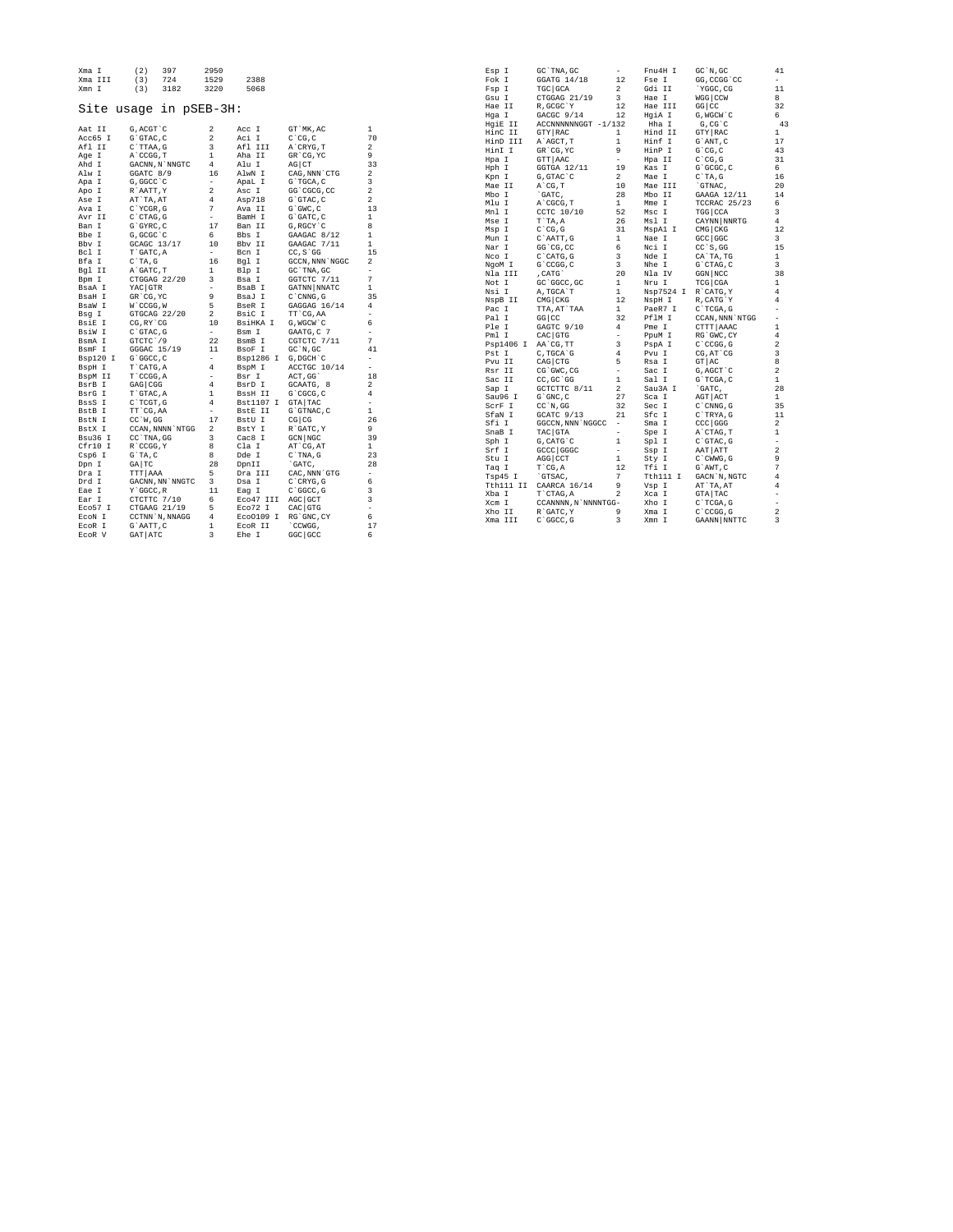| | | | | |
|---|---|---|---|---|
| Xma I | (2) | 397 | 2950 | |
| Xma III | (3) | 724 | 1529 | 2388 |
| Xmn I | (3) | 3182 | 3220 | 5068 |

## Site usage in pSEB-3H:

| | | | | | |
|---|---|---|---|---|---|
| Aat II | G,ACGT`C | 2 | Acc I | GT`MK,AC | 1 |
| Acc65 I | G`GTAC,C | 2 | Aci I | C`CG,C | 70 |
| Afl II | C`TTAA,G | 3 | Afl III | A`CRYG,T | 2 |
| Age I | A`CCGG,T | 1 | Aha II | GR`CG,YC | 9 |
| Ahd I | GACNN,N`NNGTC | 4 | Alu I | AG\|CT | 33 |
| Alw I | GGATC 8/9 | 16 | AlwN I | CAG,NNN`CTG | 2 |
| Apa I | G,GGCC`C | - | ApaL I | G`TGCA,C | 3 |
| Apo I | R`AATT,Y | 2 | Asc I | GG`CGCG,CC | 2 |
| Ase I | AT`TA,AT | 4 | Asp718 | G`GTAC,C | 2 |
| Ava I | C`YCGR,G | 7 | Ava II | G`GWC,C | 13 |
| Avr II | C`CTAG,G | - | BamH I | G`GATC,C | 1 |
| Ban I | G`GYRC,C | 17 | Ban II | G,RGCY`C | 8 |
| Bbe I | G,GCGC`C | 6 | Bbs I | GAAGAC 8/12 | 1 |
| Bbv I | GCAGC 13/17 | 10 | Bbv II | GAAGAC 7/11 | 1 |
| Bcl I | T`GATC,A | - | Bcn I | CC,S`GG | 15 |
| Bfa I | C`TA,G | 16 | Bgl I | GCCN,NNN`NGGC | 2 |
| Bgl II | A`GATC,T | 1 | Blp I | GC`TNA,GC | - |
| Bpm I | CTGGAG 22/20 | 3 | Bsa I | GGTCTC 7/11 | 7 |
| BsaA I | YAC\|GTR | - | BsaB I | GATNN\|NNATC | 1 |
| BsaH I | GR`CG,YC | 9 | BsaJ I | C`CNNG,G | 35 |
| BsaW I | W`CCGG,W | 5 | BseR I | GAGGAG 16/14 | 4 |
| Bsg I | GTGCAG 22/20 | 2 | BsiC I | TT`CG,AA | - |
| BsiE I | CG,RY`CG | 10 | BsiHKA I | G,WGCW`C | 6 |
| BsiW I | C`GTAC,G | - | Bsm I | GAATG,C 7 | - |
| BsmA I | GTCTC`/9 | 22 | BsmB I | CGTCTC 7/11 | 7 |
| BsmF I | GGGAC 15/19 | 11 | BsoF I | GC`N,GC | 41 |
| Bsp120 I | G`GGCC,C | - | Bsp1286 I | G,DGCH`C | - |
| BspH I | T`CATG,A | 4 | BspM I | ACCTGC 10/14 | - |
| BspM II | T`CCGG,A | - | Bsr I | ACT,GG` | 18 |
| BsrB I | GAG\|CGG | 4 | BsrD I | GCAATG, 8 | 2 |
| BsrG I | T`GTAC,A | 1 | BssH II | G`CGCG,C | 4 |
| BssS I | C`TCGT,G | 4 | Bst1107 I | GTA\|TAC | - |
| BstB I | TT`CG,AA | - | BstE II | G`GTNAC,C | 1 |
| BstN I | CC`W,GG | 17 | BstU I | CG\|CG | 26 |
| BstX I | CCAN,NNNN`NTGG | 2 | BstY I | R`GATC,Y | 9 |
| Bsu36 I | CC`TNA,GG | 3 | Cac8 I | GCN\|NGC | 39 |
| Cfr10 I | R`CCGG,Y | 8 | Cla I | AT`CG,AT | 1 |
| Csp6 I | G`TA,C | 8 | Dde I | C`TNA,G | 23 |
| Dpn I | GA\|TC | 28 | DpnII | `GATC, | 28 |
| Dra I | TTT\|AAA | 5 | Dra III | CAC,NNN`GTG | - |
| Drd I | GACNN,NN`NNGTC | 3 | Dsa I | C`CRYG,G | 6 |
| Eae I | Y`GGCC,R | 11 | Eag I | C`GGCC,G | 3 |
| Ear I | CTCTTC 7/10 | 6 | Eco47 III | AGC\|GCT | 3 |
| Eco57 I | CTGAAG 21/19 | 5 | Eco72 I | CAC\|GTG | - |
| EcoN I | CCTNN`N,NNAGG | 4 | Eco0109 I | RG`GNC,CY | 6 |
| EcoR I | G`AATT,C | 1 | EcoR II | `CCWGG, | 17 |
| EcoR V | GAT\|ATC | 3 | Ehe I | GGC\|GCC | 6 |

| | | | | | |
|---|---|---|---|---|---|
| Esp I | GC`TNA,GC | - | Fnu4H I | GC`N,GC | 41 |
| Fok I | GGATG 14/18 | 12 | Fse I | GG,CCGG`CC | - |
| Fsp I | TGC\|GCA | 2 | Gdi II | `YGGC,CG | 11 |
| Gsu I | CTGGAG 21/19 | 3 | Hae I | WGG\|CCW | 8 |
| Hae II | R,GCGC`Y | 12 | Hae III | GG\|CC | 32 |
| Hga I | GACGC 9/14 | 12 | HgiA I | G,WGCW`C | 6 |
| HgiE II | ACCNNNNNNGGT -1/132 | | Hha I | G,CG`C | 43 |
| HinC II | GTY\|RAC | 1 | Hind II | GTY\|RAC | 1 |
| HinD III | A`AGCT,T | 1 | Hinf I | G`ANT,C | 17 |
| HinI I | GR`CG,YC | 9 | HinP I | G`CG,C | 43 |
| Hpa I | GTT\|AAC | - | Hpa II | C`CG,G | 31 |
| Hph I | GGTGA 12/11 | 19 | Kas I | G`GCGC,C | 6 |
| Kpn I | G,GTAC`C | 2 | Mae I | C`TA,G | 16 |
| Mae II | A`CG,T | 10 | Mae III | `GTNAC, | 20 |
| Mbo I | `GATC, | 28 | Mbo II | GAAGA 12/11 | 14 |
| Mlu I | A`CGCG,T | 1 | Mme I | TCCRAC 25/23 | 6 |
| Mnl I | CCTC 10/10 | 52 | Msc I | TGG\|CCA | 3 |
| Mse I | T`TA,A | 26 | Msl I | CAYNN\|NNRTG | 4 |
| Msp I | C`CG,G | 31 | MspA1 I | CMG\|CKG | 12 |
| Mun I | C`AATT,G | 1 | Nae I | GCC\|GGC | 3 |
| Nar I | GG`CG,CC | 6 | Nci I | CC`S,GG | 15 |
| Nco I | C`CATG,G | 3 | Nde I | CA`TA,TG | 1 |
| NgoM I | G`CCGG,C | 3 | Nhe I | G`CTAG,C | 3 |
| Nla III | ,CATG` | 20 | Nla IV | GGN\|NCC | 38 |
| Not I | GC`GGCC,GC | 1 | Nru I | TCG\|CGA | 1 |
| Nsi I | A,TGCA`T | 1 | Nsp7524 I | R`CATG,Y | 4 |
| NspB II | CMG\|CKG | 12 | NspH I | R,CATG`Y | 4 |
| Pac I | TTA,AT`TAA | 1 | PaeR7 I | C`TCGA,G | - |
| Pal I | GG\|CC | 32 | PflM I | CCAN,NNN`NTGG | - |
| Ple I | GAGTC 9/10 | 4 | Pme I | CTTT\|AAAC | 1 |
| Pml I | CAC\|GTG | - | PpuM I | RG`GWC,CY | 4 |
| Psp1406 I | AA`CG,TT | 3 | PspA I | C`CCGG,G | 2 |
| Pst I | C,TGCA`G | 4 | Pvu I | CG,AT`CG | 3 |
| Pvu II | CAG\|CTG | 5 | Rsa I | GT\|AC | 8 |
| Rsr II | CG`GWC,CG | - | Sac I | G,AGCT`C | 2 |
| Sac II | CC,GC`GG | 1 | Sal I | G`TCGA,C | 1 |
| Sap I | GCTCTTC 8/11 | 2 | Sau3A I | `GATC, | 28 |
| Sau96 I | G`GNC,C | 27 | Sca I | AGT\|ACT | 1 |
| ScrF I | CC`N,GG | 32 | Sec I | C`CNNG,G | 35 |
| SfaN I | GCATC 9/13 | 21 | Sfc I | C`TRYA,G | 11 |
| Sfi I | GGCCN,NNN`NGGCC | - | Sma I | CCC\|GGG | 2 |
| SnaB I | TAC\|GTA | - | Spe I | A`CTAG,T | 1 |
| Sph I | G,CATG`C | 1 | Spl I | C`GTAC,G | - |
| Srf I | GCCC\|GGGC | - | Ssp I | AAT\|ATT | 2 |
| Stu I | AGG\|CCT | 1 | Sty I | C`CWWG,G | 9 |
| Taq I | T`CG,A | 12 | Tfi I | G`AWT,C | 7 |
| Tsp45 I | `GTSAC, | 7 | Tth111 I | GACN`N,NGTC | 4 |
| Tth111 II | CAARCA 16/14 | 9 | Vsp I | AT`TA,AT | 4 |
| Xba I | T`CTAG,A | 2 | Xca I | GTA\|TAC | - |
| Xcm I | CCANNNN,N`NNNNTGG- | | Xho I | C`TCGA,G | - |
| Xho II | R`GATC,Y | 9 | Xma I | C`CCGG,G | 2 |
| Xma III | C`GGCC,G | 3 | Xmn I | GAANN\|NNTTC | 3 |